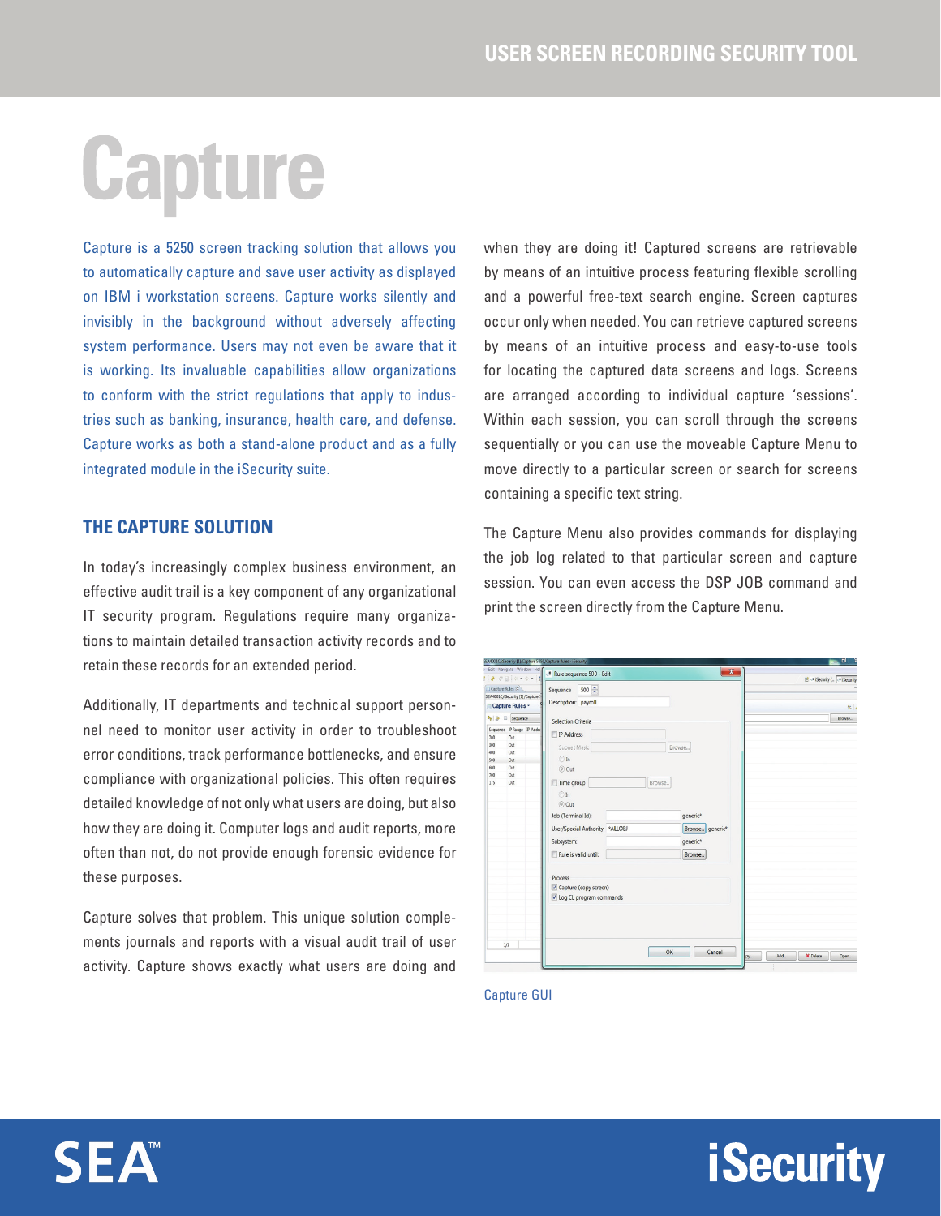# Capture

Capture is a 5250 screen tracking solution that allows you to automatically capture and save user activity as displayed on IBM i workstation screens. Capture works silently and invisibly in the background without adversely affecting system performance. Users may not even be aware that it is working. Its invaluable capabilities allow organizations to conform with the strict regulations that apply to industries such as banking, insurance, health care, and defense. Capture works as both a stand-alone product and as a fully integrated module in the iSecurity suite.

## THE CAPTURE SOLUTION

In today's increasingly complex business environment, an effective audit trail is a key component of any organizational IT security program. Regulations require many organizations to maintain detailed transaction activity records and to retain these records for an extended period.

Additionally, IT departments and technical support personnel need to monitor user activity in order to troubleshoot error conditions, track performance bottlenecks, and ensure compliance with organizational policies. This often requires detailed knowledge of not only what users are doing, but also how they are doing it. Computer logs and audit reports, more often than not, do not provide enough forensic evidence for these purposes.

Capture solves that problem. This unique solution complements journals and reports with a visual audit trail of user activity. Capture shows exactly what users are doing and when they are doing it! Captured screens are retrievable by means of an intuitive process featuring flexible scrolling and a powerful free-text search engine. Screen captures occur only when needed. You can retrieve captured screens by means of an intuitive process and easy-to-use tools for locating the captured data screens and logs. Screens are arranged according to individual capture 'sessions'. Within each session, you can scroll through the screens sequentially or you can use the moveable Capture Menu to move directly to a particular screen or search for screens containing a specific text string.

The Capture Menu also provides commands for displaying the job log related to that particular screen and capture session. You can even access the DSP JOB command and print the screen directly from the Capture Menu.

Capture GUI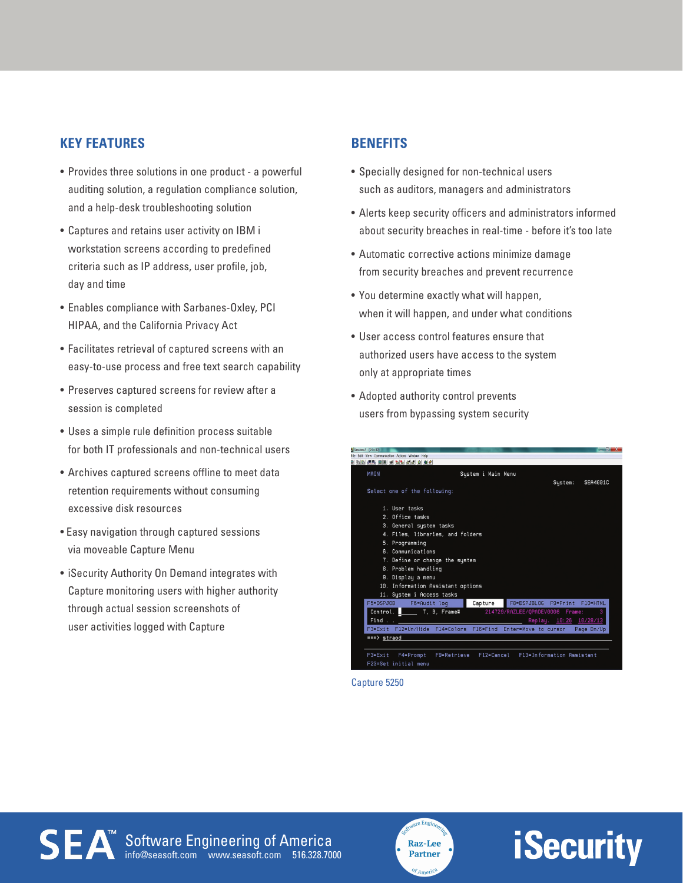## KEY FEATURES

- Provides three solutions in one product - a powerful auditing solution, a regulation compliance solution, and a help-desk troubleshooting solution
- Captures and retains user activity on IBM i workstation screens according to predefined criteria such as IP address, user profile, job, day and time
- Enables compliance with Sarbanes-Oxley, PCI HIPAA, and the California Privacy Act
- Facilitates retrieval of captured screens with an easy-to-use process and free text search capability
- Preserves captured screens for review after a session is completed
- Uses a simple rule definition process suitable for both IT professionals and non-technical users
- Archives captured screens offline to meet data retention requirements without consuming excessive disk resources
- Easy navigation through captured sessions via moveable Capture Menu
- iSecurity Authority On Demand integrates with Capture monitoring users with higher authority through actual session screenshots of user activities logged with Capture

## BENEFITS

- Specially designed for non-technical users such as auditors, managers and administrators
- Alerts keep security officers and administrators informed about security breaches in real-time - before it's too late
- Automatic corrective actions minimize damage from security breaches and prevent recurrence
- You determine exactly what will happen, when it will happen, and under what conditions
- User access control features ensure that authorized users have access to the system only at appropriate times
- Adopted authority control prevents users from bypassing system security

Capture 5250

SEA™ Software Engineering of America info@seasoft.com www.seasoft.com 516.328.7000

Software Engineering of America Raz-Lee Partner

iSecurity